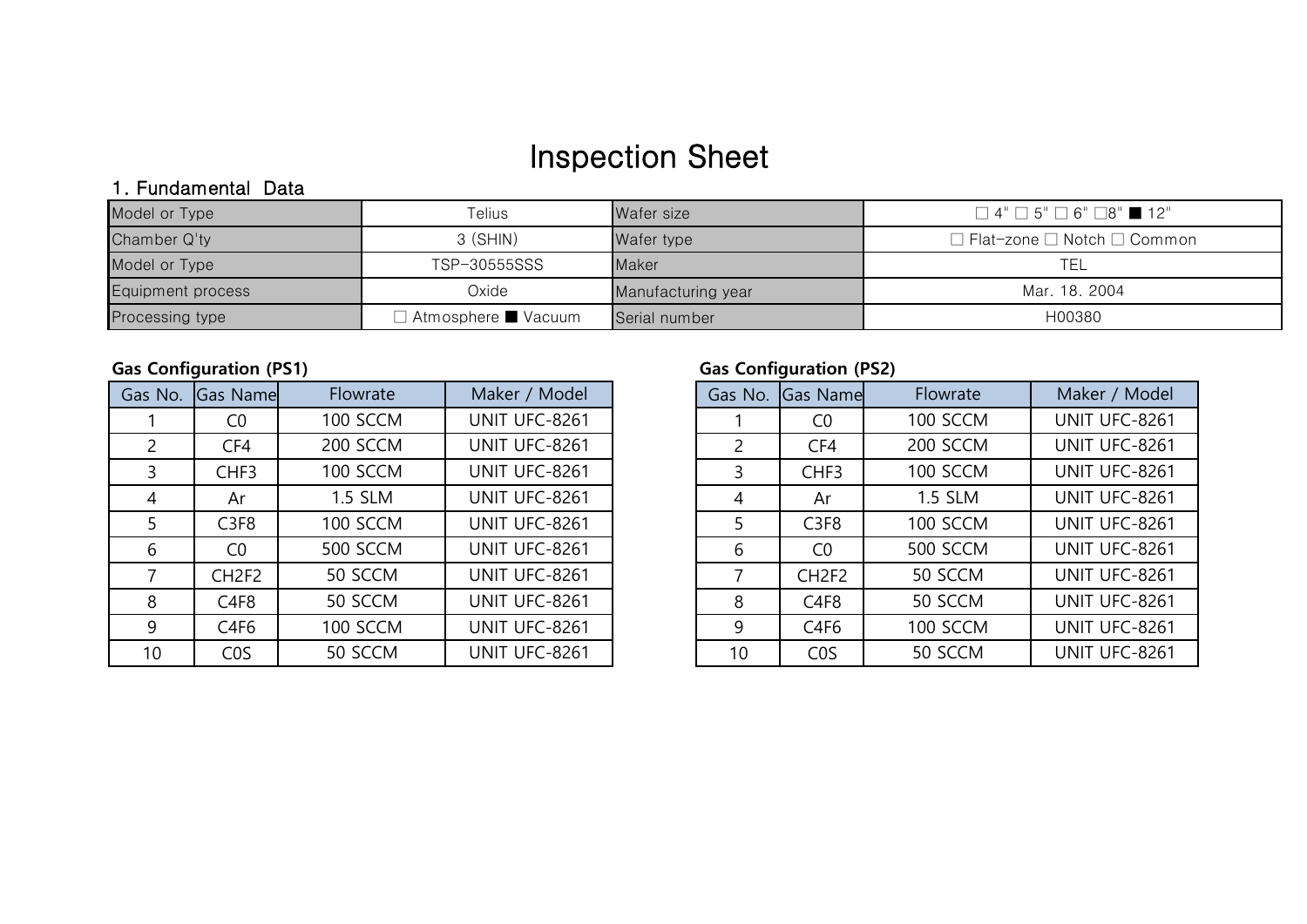# Inspection Sheet

## 1. Fundamental Data

| Model or Type | Telius | Wafer size | ☐ 4" ☐ 5" ☐ 6" ☐8" ■ 12" |
|---|---|---|---|
| Chamber Q'ty | 3 (SHIN) | Wafer type | ☐ Flat-zone ☐ Notch ☐ Common |
| Model or Type | TSP-30555SSS | Maker | TEL |
| Equipment process | Oxide | Manufacturing year | Mar. 18. 2004 |
| Processing type | ☐ Atmosphere ■ Vacuum | Serial number | H00380 |

**Gas Configuration (PS1)**

| Gas No. | Gas Name | Flowrate | Maker / Model |
|---|---|---|---|
| 1 | C0 | 100 SCCM | UNIT UFC-8261 |
| 2 | CF4 | 200 SCCM | UNIT UFC-8261 |
| 3 | CHF3 | 100 SCCM | UNIT UFC-8261 |
| 4 | Ar | 1.5 SLM | UNIT UFC-8261 |
| 5 | C3F8 | 100 SCCM | UNIT UFC-8261 |
| 6 | C0 | 500 SCCM | UNIT UFC-8261 |
| 7 | CH2F2 | 50 SCCM | UNIT UFC-8261 |
| 8 | C4F8 | 50 SCCM | UNIT UFC-8261 |
| 9 | C4F6 | 100 SCCM | UNIT UFC-8261 |
| 10 | C0S | 50 SCCM | UNIT UFC-8261 |

**Gas Configuration (PS2)**

| Gas No. | Gas Name | Flowrate | Maker / Model |
|---|---|---|---|
| 1 | C0 | 100 SCCM | UNIT UFC-8261 |
| 2 | CF4 | 200 SCCM | UNIT UFC-8261 |
| 3 | CHF3 | 100 SCCM | UNIT UFC-8261 |
| 4 | Ar | 1.5 SLM | UNIT UFC-8261 |
| 5 | C3F8 | 100 SCCM | UNIT UFC-8261 |
| 6 | C0 | 500 SCCM | UNIT UFC-8261 |
| 7 | CH2F2 | 50 SCCM | UNIT UFC-8261 |
| 8 | C4F8 | 50 SCCM | UNIT UFC-8261 |
| 9 | C4F6 | 100 SCCM | UNIT UFC-8261 |
| 10 | C0S | 50 SCCM | UNIT UFC-8261 |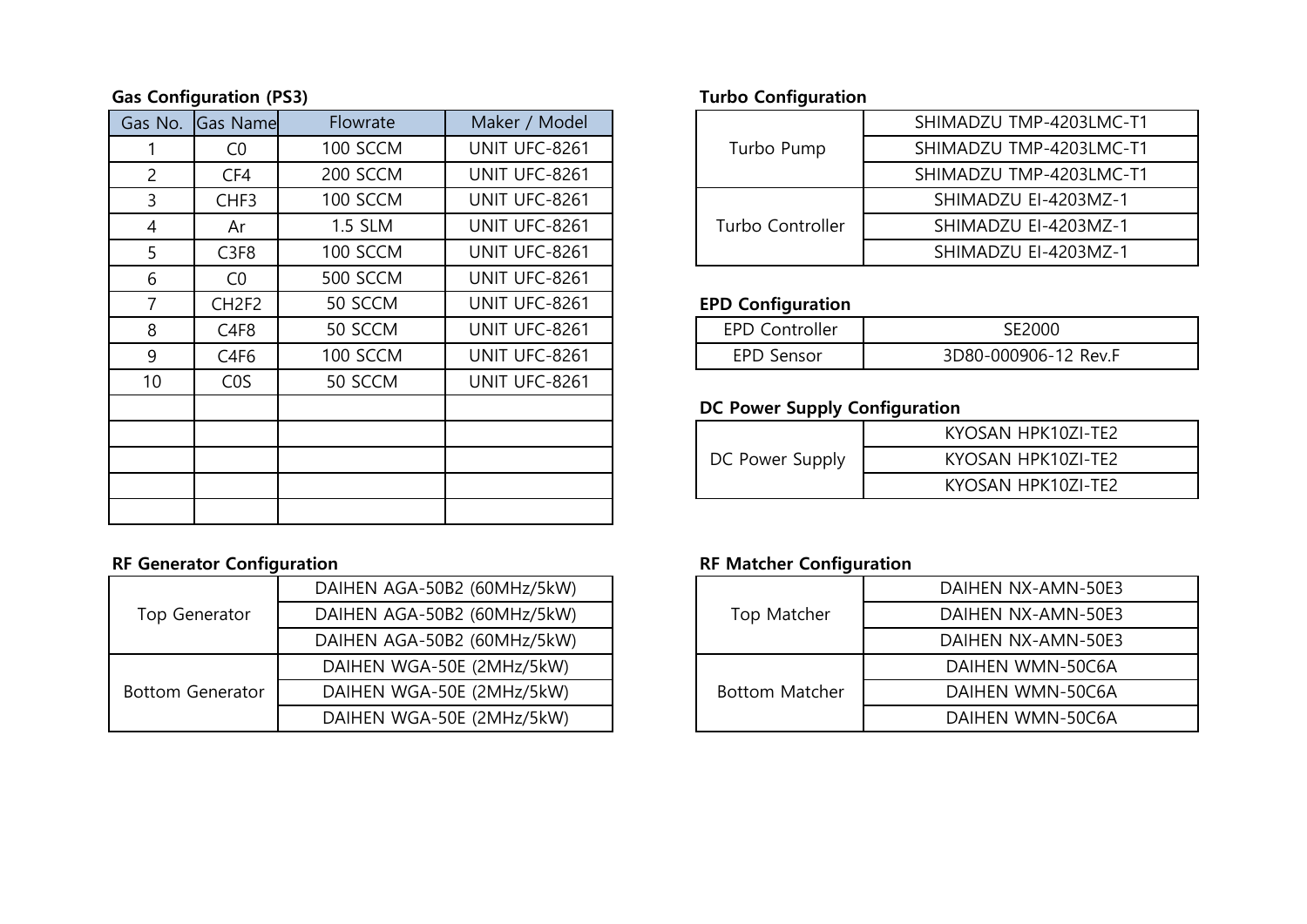**Gas Configuration (PS3)**

| Gas No. | Gas Name | Flowrate | Maker / Model |
|---|---|---|---|
| 1 | C0 | 100 SCCM | UNIT UFC-8261 |
| 2 | CF4 | 200 SCCM | UNIT UFC-8261 |
| 3 | CHF3 | 100 SCCM | UNIT UFC-8261 |
| 4 | Ar | 1.5 SLM | UNIT UFC-8261 |
| 5 | C3F8 | 100 SCCM | UNIT UFC-8261 |
| 6 | C0 | 500 SCCM | UNIT UFC-8261 |
| 7 | CH2F2 | 50 SCCM | UNIT UFC-8261 |
| 8 | C4F8 | 50 SCCM | UNIT UFC-8261 |
| 9 | C4F6 | 100 SCCM | UNIT UFC-8261 |
| 10 | C0S | 50 SCCM | UNIT UFC-8261 |
| | | | |
| | | | |
| | | | |
| | | | |
| | | | |

**Turbo Configuration**

| | |
|---|---|
| Turbo Pump | SHIMADZU TMP-4203LMC-T1 |
| | SHIMADZU TMP-4203LMC-T1 |
| | SHIMADZU TMP-4203LMC-T1 |
| Turbo Controller | SHIMADZU EI-4203MZ-1 |
| | SHIMADZU EI-4203MZ-1 |
| | SHIMADZU EI-4203MZ-1 |

**EPD Configuration**

| | |
|---|---|
| EPD Controller | SE2000 |
| EPD Sensor | 3D80-000906-12 Rev.F |

**DC Power Supply Configuration**

| | |
|---|---|
| DC Power Supply | KYOSAN HPK10ZI-TE2 |
| | KYOSAN HPK10ZI-TE2 |
| | KYOSAN HPK10ZI-TE2 |

**RF Generator Configuration**

| | |
|---|---|
| Top Generator | DAIHEN AGA-50B2 (60MHz/5kW) |
| | DAIHEN AGA-50B2 (60MHz/5kW) |
| | DAIHEN AGA-50B2 (60MHz/5kW) |
| Bottom Generator | DAIHEN WGA-50E (2MHz/5kW) |
| | DAIHEN WGA-50E (2MHz/5kW) |
| | DAIHEN WGA-50E (2MHz/5kW) |

**RF Matcher Configuration**

| | |
|---|---|
| Top Matcher | DAIHEN NX-AMN-50E3 |
| | DAIHEN NX-AMN-50E3 |
| | DAIHEN NX-AMN-50E3 |
| Bottom Matcher | DAIHEN WMN-50C6A |
| | DAIHEN WMN-50C6A |
| | DAIHEN WMN-50C6A |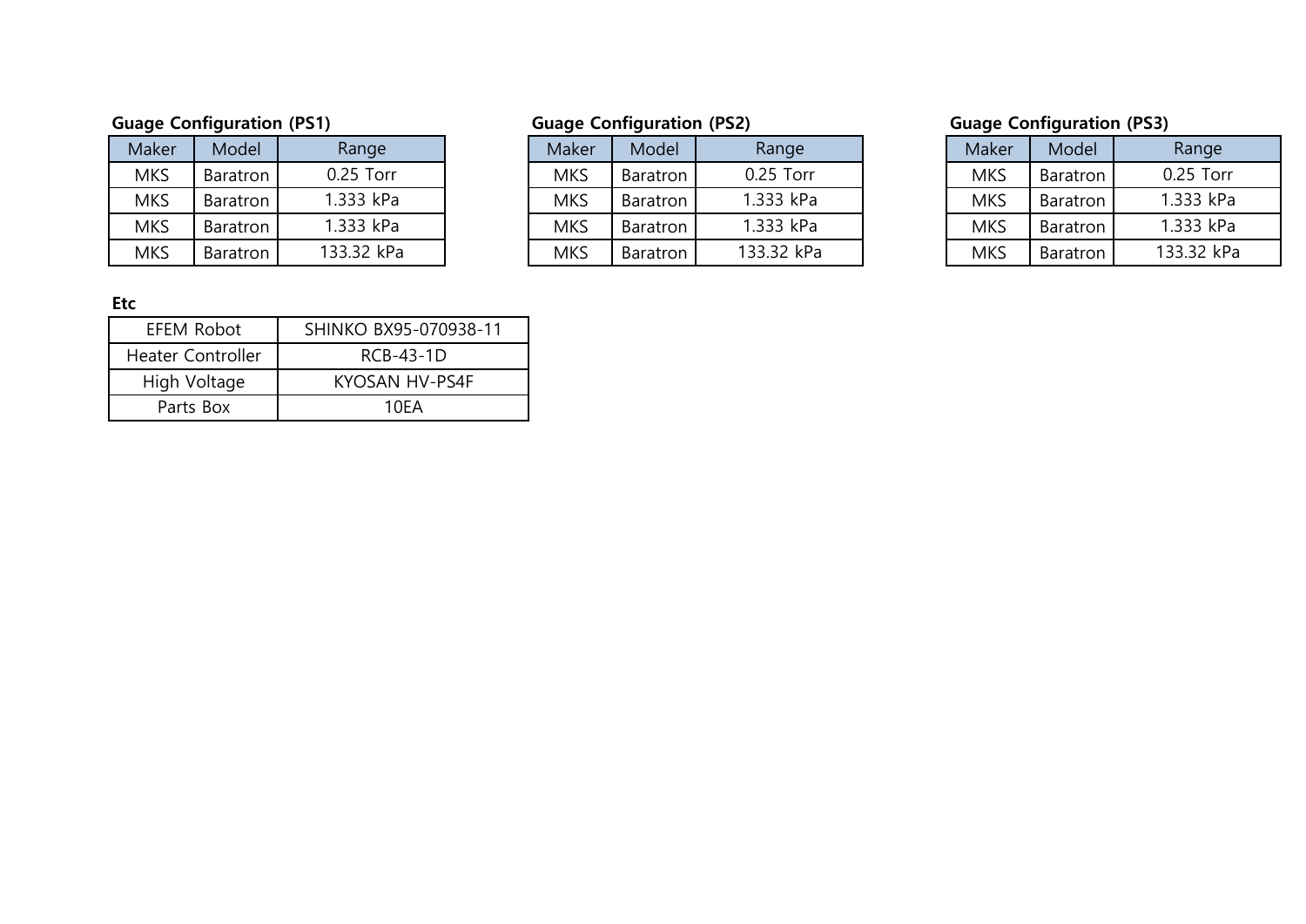**Guage Configuration (PS1)**

| Maker | Model | Range |
|---|---|---|
| MKS | Baratron | 0.25 Torr |
| MKS | Baratron | 1.333 kPa |
| MKS | Baratron | 1.333 kPa |
| MKS | Baratron | 133.32 kPa |

**Guage Configuration (PS2)**

| Maker | Model | Range |
|---|---|---|
| MKS | Baratron | 0.25 Torr |
| MKS | Baratron | 1.333 kPa |
| MKS | Baratron | 1.333 kPa |
| MKS | Baratron | 133.32 kPa |

**Guage Configuration (PS3)**

| Maker | Model | Range |
|---|---|---|
| MKS | Baratron | 0.25 Torr |
| MKS | Baratron | 1.333 kPa |
| MKS | Baratron | 1.333 kPa |
| MKS | Baratron | 133.32 kPa |

**Etc**

| | |
|---|---|
| EFEM Robot | SHINKO BX95-070938-11 |
| Heater Controller | RCB-43-1D |
| High Voltage | KYOSAN HV-PS4F |
| Parts Box | 10EA |